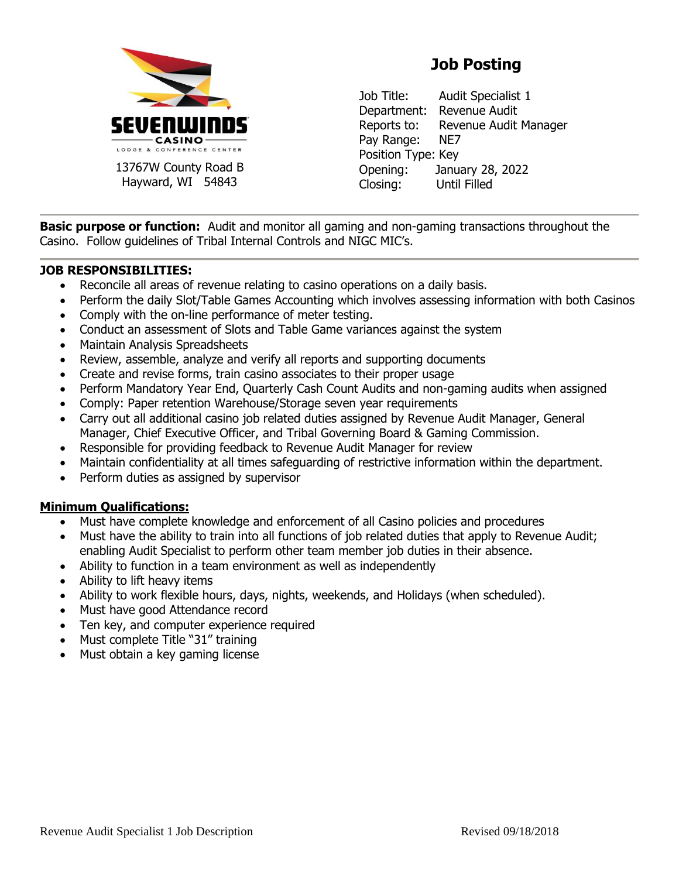SEVENWINDS CASINO
LODGE & CONFERENCE CENTER

13767W County Road B
Hayward, WI 54843

# Job Posting

Job Title: Audit Specialist 1
Department: Revenue Audit
Reports to: Revenue Audit Manager
Pay Range: NE7
Position Type: Key
Opening: January 28, 2022
Closing: Until Filled

---

**Basic purpose or function:** Audit and monitor all gaming and non-gaming transactions throughout the Casino. Follow guidelines of Tribal Internal Controls and NIGC MIC's.

---

**JOB RESPONSIBILITIES:**

- Reconcile all areas of revenue relating to casino operations on a daily basis.
- Perform the daily Slot/Table Games Accounting which involves assessing information with both Casinos
- Comply with the on-line performance of meter testing.
- Conduct an assessment of Slots and Table Game variances against the system
- Maintain Analysis Spreadsheets
- Review, assemble, analyze and verify all reports and supporting documents
- Create and revise forms, train casino associates to their proper usage
- Perform Mandatory Year End, Quarterly Cash Count Audits and non-gaming audits when assigned
- Comply: Paper retention Warehouse/Storage seven year requirements
- Carry out all additional casino job related duties assigned by Revenue Audit Manager, General Manager, Chief Executive Officer, and Tribal Governing Board & Gaming Commission.
- Responsible for providing feedback to Revenue Audit Manager for review
- Maintain confidentiality at all times safeguarding of restrictive information within the department.
- Perform duties as assigned by supervisor

**Minimum Qualifications:**

- Must have complete knowledge and enforcement of all Casino policies and procedures
- Must have the ability to train into all functions of job related duties that apply to Revenue Audit; enabling Audit Specialist to perform other team member job duties in their absence.
- Ability to function in a team environment as well as independently
- Ability to lift heavy items
- Ability to work flexible hours, days, nights, weekends, and Holidays (when scheduled).
- Must have good Attendance record
- Ten key, and computer experience required
- Must complete Title "31" training
- Must obtain a key gaming license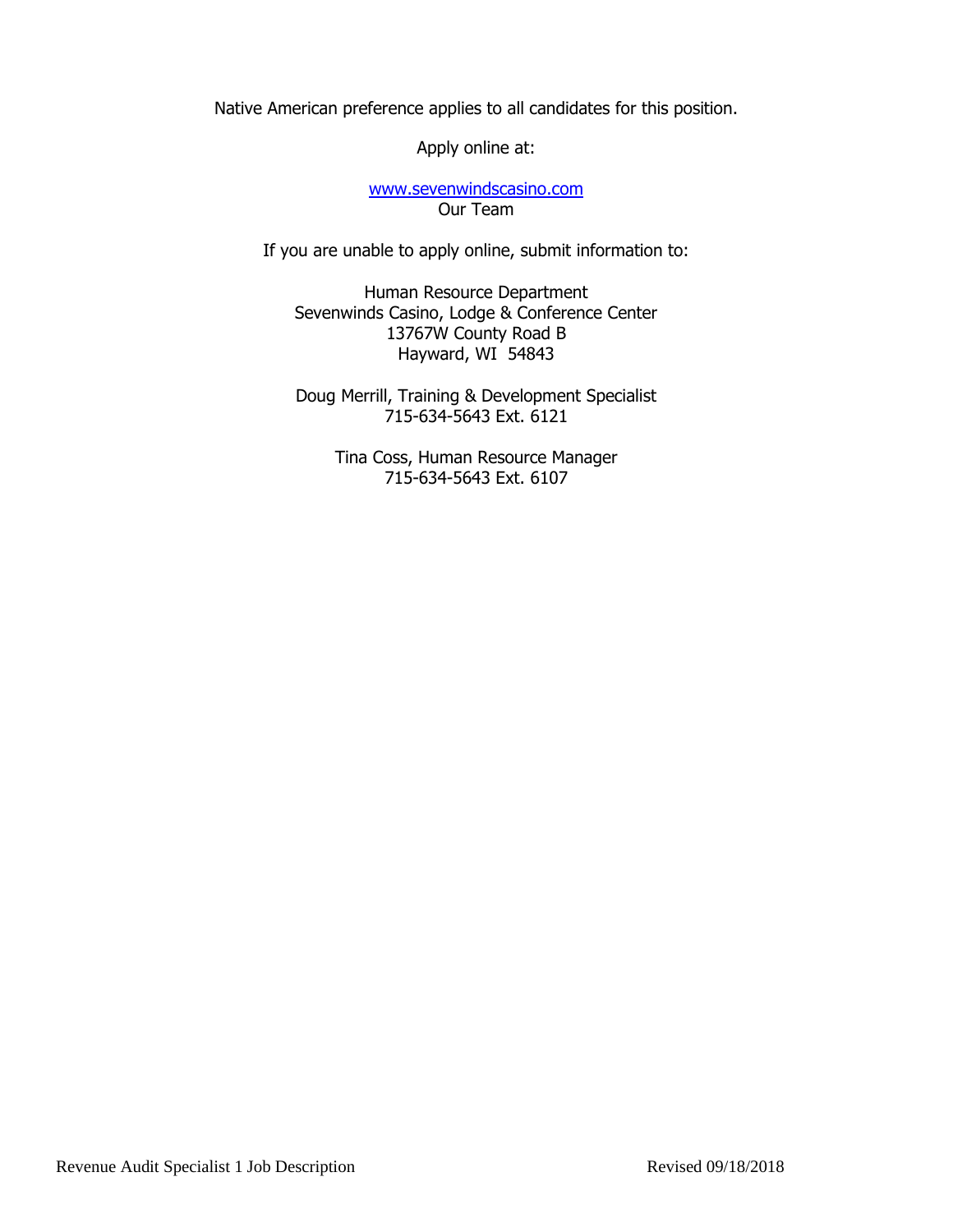Native American preference applies to all candidates for this position.

Apply online at:

[www.sevenwindscasino.com](http://www.sevenwindscasino.com)
Our Team

If you are unable to apply online, submit information to:

Human Resource Department
Sevenwinds Casino, Lodge & Conference Center
13767W County Road B
Hayward, WI  54843

Doug Merrill, Training & Development Specialist
715-634-5643 Ext. 6121

Tina Coss, Human Resource Manager
715-634-5643 Ext. 6107